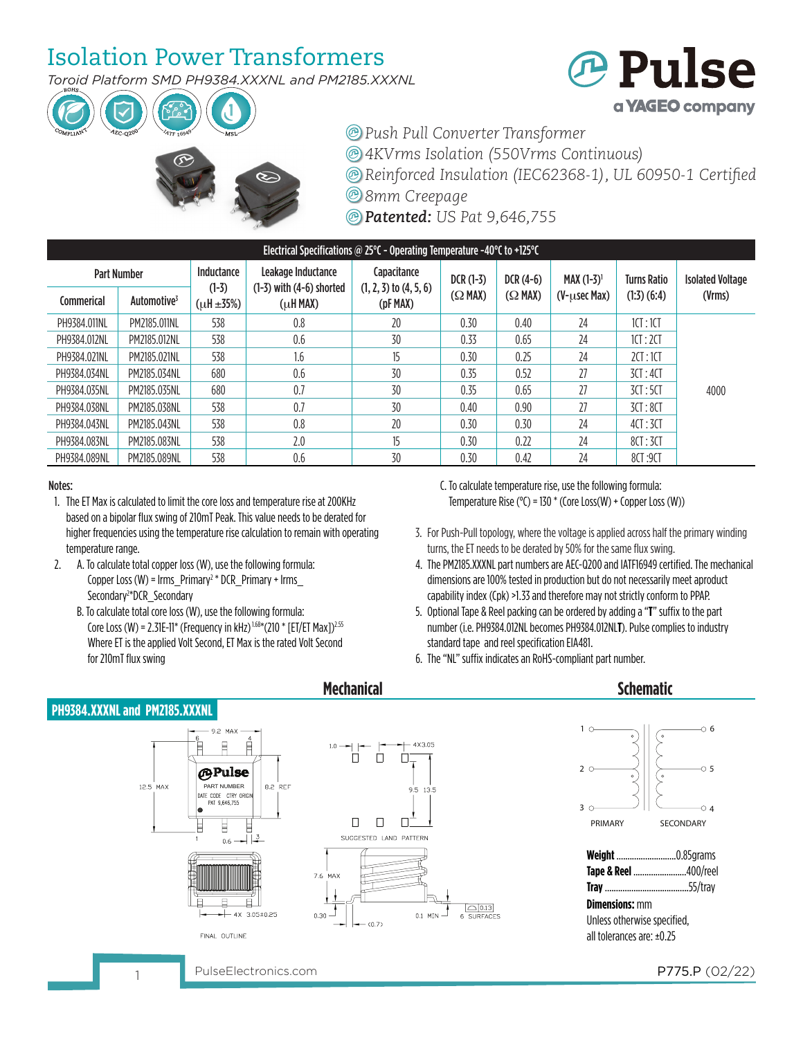# Isolation Power Transformers

*Toroid Platform SMD PH9384.XXXNL and PM2185.XXXNL*

**Pulse** a YAGEO company

- *Push Pull Converter Transformer*
- *4KVrms Isolation (550Vrms Continuous)*
- *Reinforced Insulation (IEC62368-1), UL 60950-1 Certified*
- *8mm Creepage*
- ***Patented:** US Pat 9,646,755*

| Electrical Specifications @ 25°C - Operating Temperature -40°C to +125°C | | | | | | | | | |
|---|---|---|---|---|---|---|---|---|---|
| Part Number | | Inductance (1-3) (µH ±35%) | Leakage Inductance (1-3) with (4-6) shorted (µH MAX) | Capacitance (1, 2, 3) to (4, 5, 6) (pF MAX) | DCR (1-3) (Ω MAX) | DCR (4-6) (Ω MAX) | MAX (1-3)[1] (V-µsec Max) | Turns Ratio (1:3) (6:4) | Isolated Voltage (Vrms) |
| Commerical | Automotive[3] | | | | | | | | |
| PH9384.011NL | PM2185.011NL | 538 | 0.8 | 20 | 0.30 | 0.40 | 24 | 1CT : 1CT | 4000 |
| PH9384.012NL | PM2185.012NL | 538 | 0.6 | 30 | 0.33 | 0.65 | 24 | 1CT : 2CT | |
| PH9384.021NL | PM2185.021NL | 538 | 1.6 | 15 | 0.30 | 0.25 | 24 | 2CT : 1CT | |
| PH9384.034NL | PM2185.034NL | 680 | 0.6 | 30 | 0.35 | 0.52 | 27 | 3CT : 4CT | |
| PH9384.035NL | PM2185.035NL | 680 | 0.7 | 30 | 0.35 | 0.65 | 27 | 3CT : 5CT | |
| PH9384.038NL | PM2185.038NL | 538 | 0.7 | 30 | 0.40 | 0.90 | 27 | 3CT : 8CT | |
| PH9384.043NL | PM2185.043NL | 538 | 0.8 | 20 | 0.30 | 0.30 | 24 | 4CT : 3CT | |
| PH9384.083NL | PM2185.083NL | 538 | 2.0 | 15 | 0.30 | 0.22 | 24 | 8CT : 3CT | |
| PH9384.089NL | PM2185.089NL | 538 | 0.6 | 30 | 0.30 | 0.42 | 24 | 8CT :9CT | |

**Notes:**

1. The ET Max is calculated to limit the core loss and temperature rise at 200KHz based on a bipolar flux swing of 210mT Peak. This value needs to be derated for higher frequencies using the temperature rise calculation to remain with operating temperature range.
2. A. To calculate total copper loss (W), use the following formula:
   Copper Loss (W) = $Irms\_Primary^2 * DCR\_Primary + Irms\_Secondary^2 * DCR\_Secondary$

   B. To calculate total core loss (W), use the following formula:
   Core Loss (W) = $2.31E\text{-}11 * (\text{Frequency in kHz})^{1.68} * (210 * [ET/ET\ Max])^{2.55}$
   Where ET is the applied Volt Second, ET Max is the rated Volt Second for 210mT flux swing

   C. To calculate temperature rise, use the following formula:
   Temperature Rise (°C) = 130 * (Core Loss(W) + Copper Loss (W))
3. For Push-Pull topology, where the voltage is applied across half the primary winding turns, the ET needs to be derated by 50% for the same flux swing.
4. The PM2185.XXXNL part numbers are AEC-Q200 and IATF16949 certified. The mechanical dimensions are 100% tested in production but do not necessarily meet aproduct capability index (Cpk) >1.33 and therefore may not strictly conform to PPAP.
5. Optional Tape & Reel packing can be ordered by adding a "**T**" suffix to the part number (i.e. PH9384.012NL becomes PH9384.012NL**T**). Pulse complies to industry standard tape and reel specification EIA481.
6. The "NL" suffix indicates an RoHS-compliant part number.

## Mechanical

**PH9384.XXXNL and PM2185.XXXNL**

9.2 MAX; 12.5 MAX; 8.2 REF; 0.6; 4X 3.05±0.25; FINAL OUTLINE

1.0; 4X3.05; 9.5; 13.5; SUGGESTED LAND PATTERN

7.6 MAX; 0.30; (0.7); 0.1 MIN; 0.13; 6 SURFACES

## Schematic

PRIMARY (1, 2, 3) — SECONDARY (6, 5, 4)

**Weight** ..........0.85grams
**Tape & Reel** ..........400/reel
**Tray** ..........55/tray
**Dimensions:** mm
Unless otherwise specified, all tolerances are: ±0.25

PulseElectronics.com P775.P (02/22)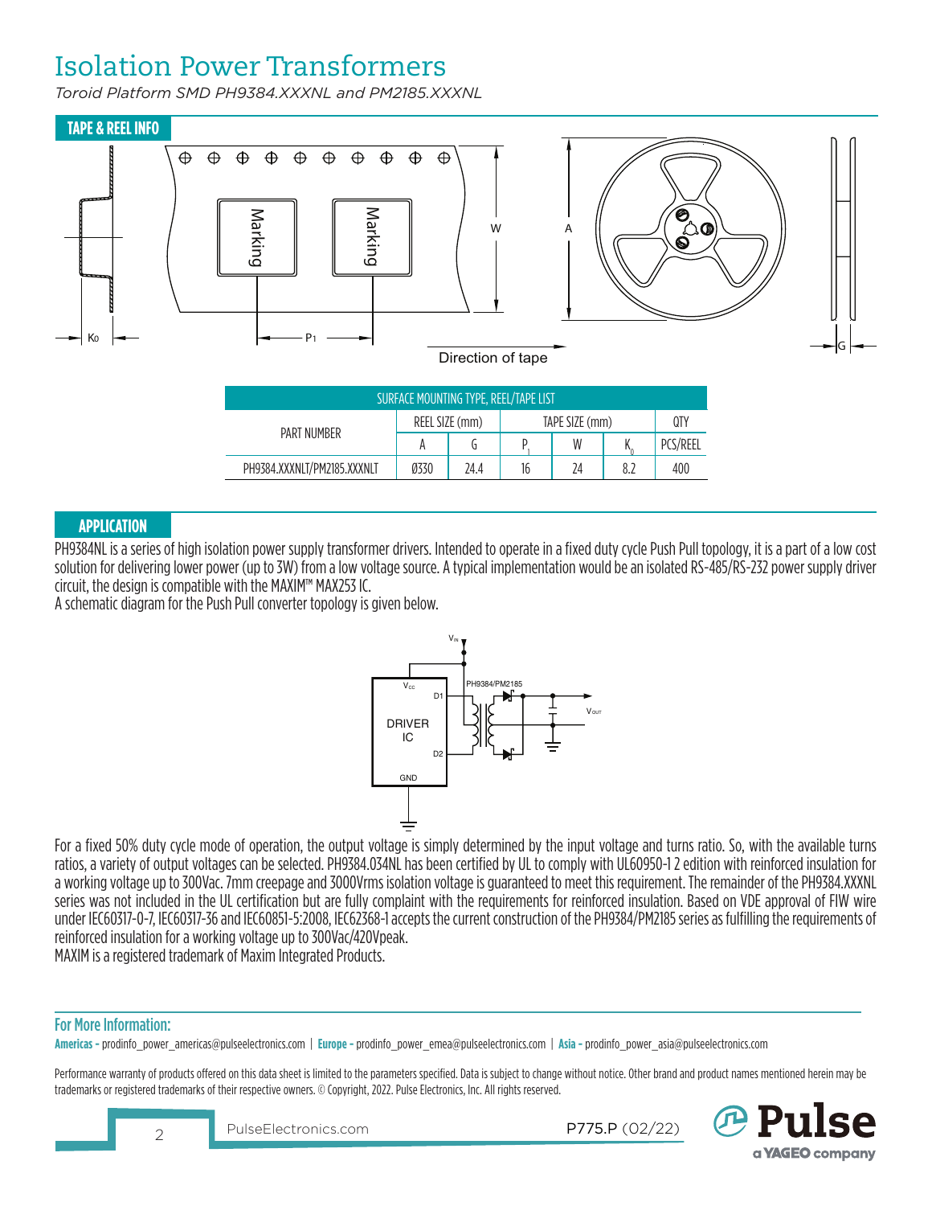# Isolation Power Transformers

*Toroid Platform SMD PH9384.XXXNL and PM2185.XXXNL*

## TAPE & REEL INFO

Marking

Marking

W

A

Ko

P1

G

Direction of tape

| PART NUMBER | REEL SIZE (mm) | | TAPE SIZE (mm) | | | QTY |
|---|---|---|---|---|---|---|
| | A | G | $P_1$ | W | $K_0$ | PCS/REEL |
| PH9384.XXXNLT/PM2185.XXXNLT | Ø330 | 24.4 | 16 | 24 | 8.2 | 400 |

## APPLICATION

PH9384NL is a series of high isolation power supply transformer drivers. Intended to operate in a fixed duty cycle Push Pull topology, it is a part of a low cost solution for delivering lower power (up to 3W) from a low voltage source. A typical implementation would be an isolated RS-485/RS-232 power supply driver circuit, the design is compatible with the MAXIM™ MAX253 IC.

A schematic diagram for the Push Pull converter topology is given below.

$V_{IN}$

$V_{CC}$

D1

D2

DRIVER IC

GND

PH9384/PM2185

$V_{OUT}$

For a fixed 50% duty cycle mode of operation, the output voltage is simply determined by the input voltage and turns ratio. So, with the available turns ratios, a variety of output voltages can be selected. PH9384.034NL has been certified by UL to comply with UL60950-1 2 edition with reinforced insulation for a working voltage up to 300Vac. 7mm creepage and 3000Vrms isolation voltage is guaranteed to meet this requirement. The remainder of the PH9384.XXXNL series was not included in the UL certification but are fully complaint with the requirements for reinforced insulation. Based on VDE approval of FIW wire under IEC60317-0-7, IEC60317-36 and IEC60851-5:2008, IEC62368-1 accepts the current construction of the PH9384/PM2185 series as fulfilling the requirements of reinforced insulation for a working voltage up to 300Vac/420Vpeak.

MAXIM is a registered trademark of Maxim Integrated Products.

**For More Information:**

**Americas -** prodinfo_power_americas@pulseelectronics.com | **Europe -** prodinfo_power_emea@pulseelectronics.com | **Asia -** prodinfo_power_asia@pulseelectronics.com

Performance warranty of products offered on this data sheet is limited to the parameters specified. Data is subject to change without notice. Other brand and product names mentioned herein may be trademarks or registered trademarks of their respective owners. © Copyright, 2022. Pulse Electronics, Inc. All rights reserved.

PulseElectronics.com P775.P (02/22)